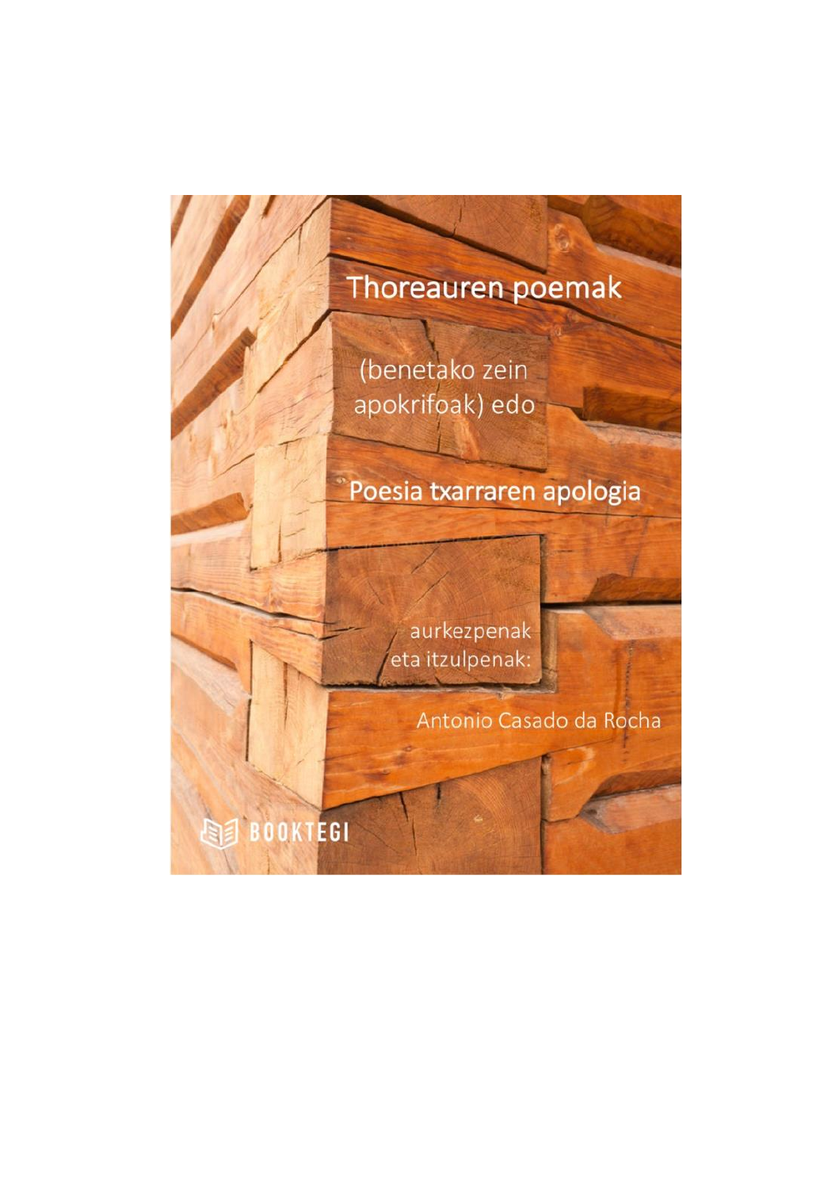# Thoreauren poemak

(benetako zein apokrifoak) edo

## Poesia txarraren apologia

aurkezpenak
eta itzulpenak:

Antonio Casado da Rocha

BOOKTEGI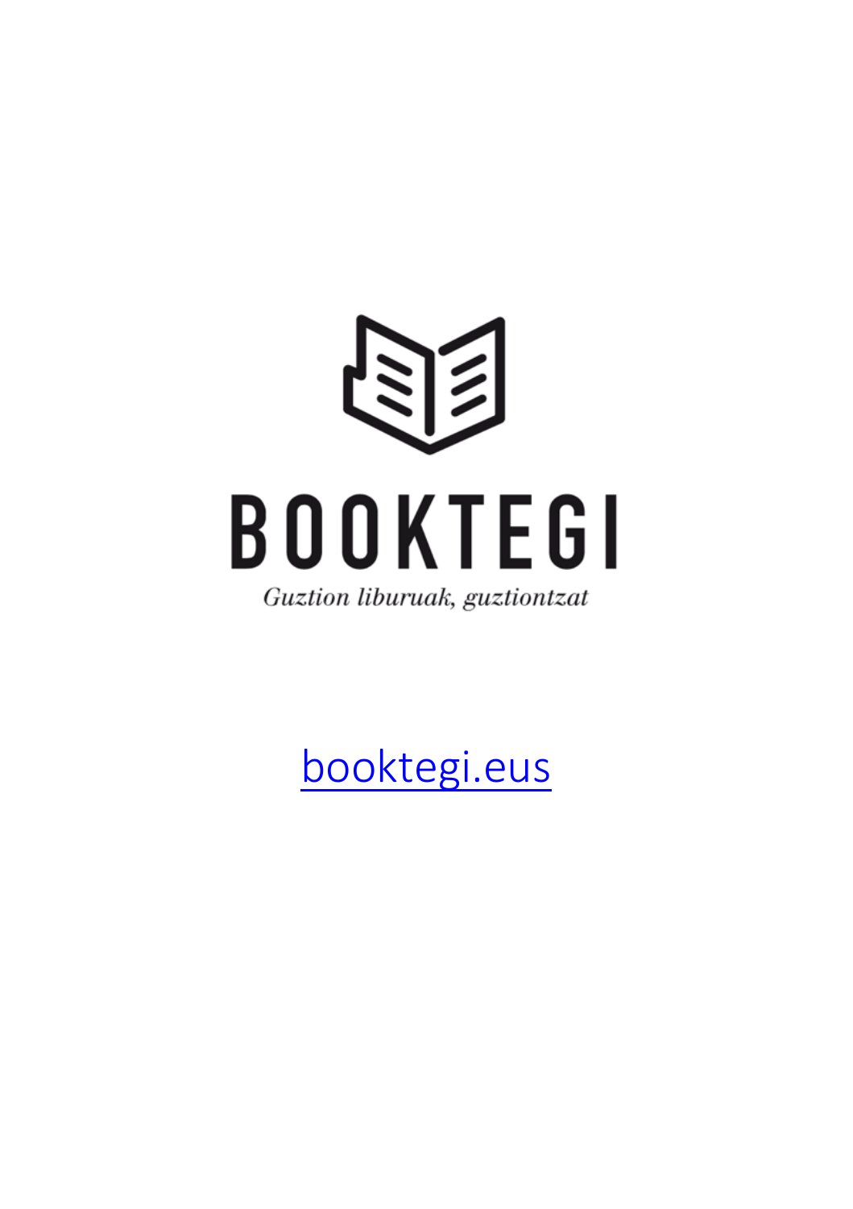BOOKTEGI

*Guztion liburuak, guztiontzat*

[booktegi.eus](booktegi.eus)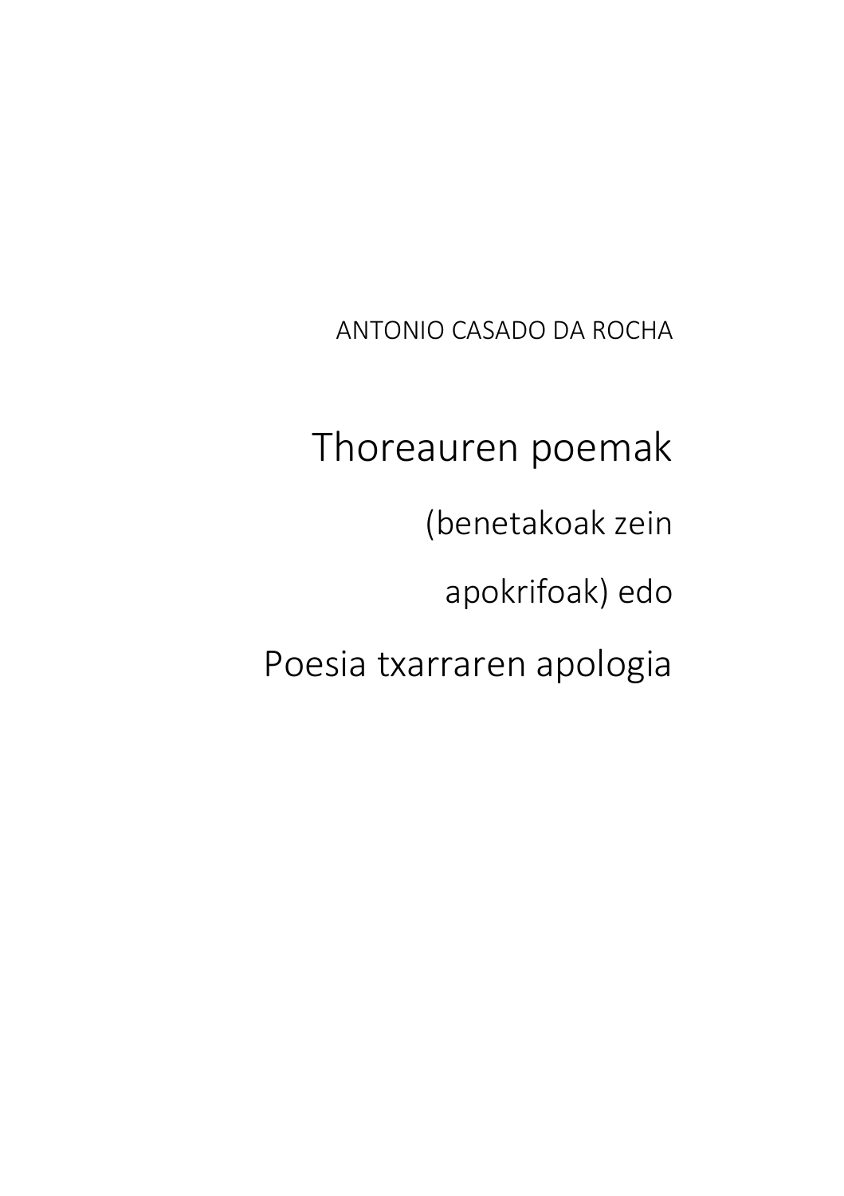ANTONIO CASADO DA ROCHA

# Thoreauren poemak

(benetakoak zein

apokrifoak) edo

# Poesia txarraren apologia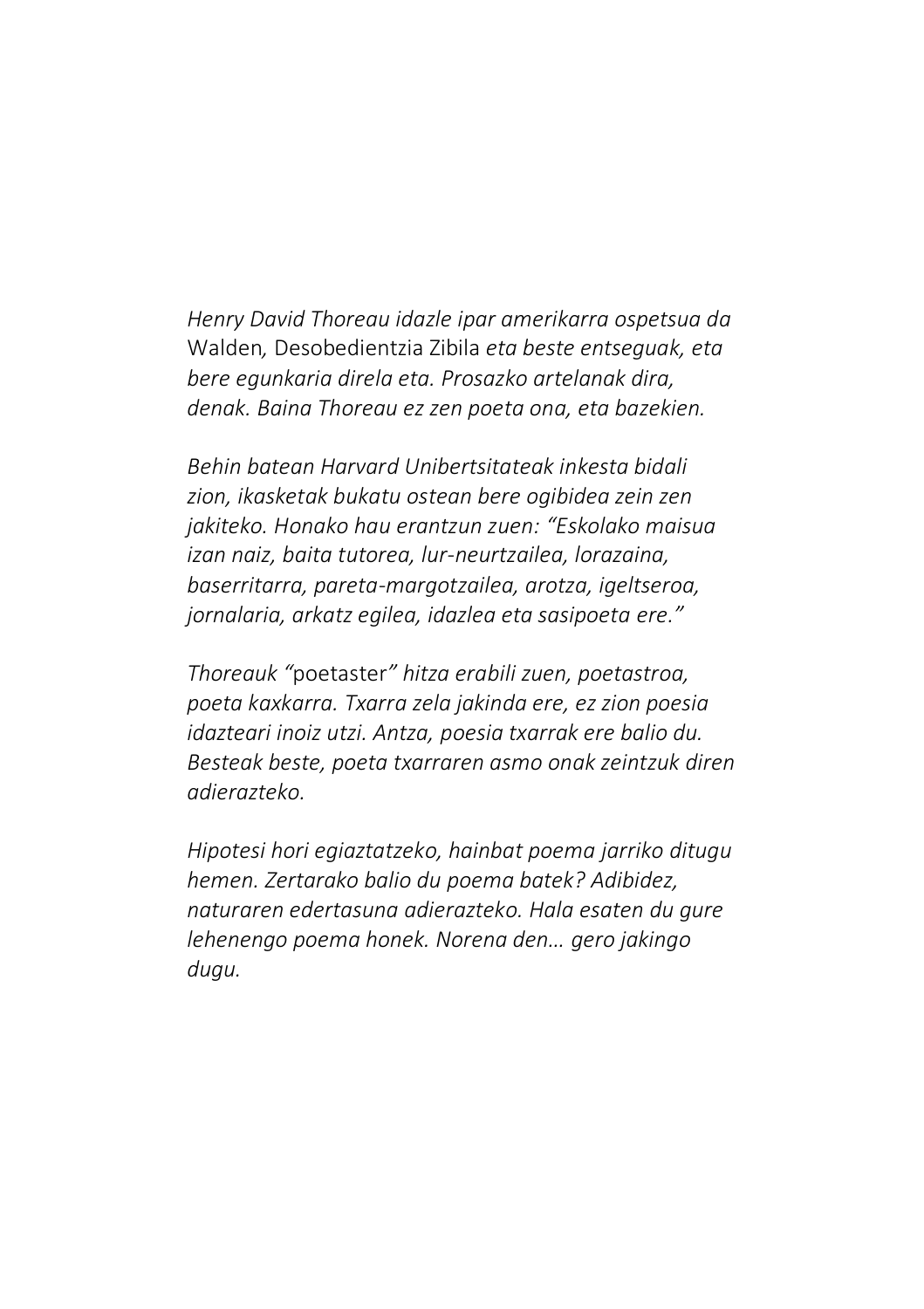*Henry David Thoreau idazle ipar amerikarra ospetsua da* Walden*,* Desobedientzia Zibila *eta beste entseguak, eta bere egunkaria direla eta. Prosazko artelanak dira, denak. Baina Thoreau ez zen poeta ona, eta bazekien.*

*Behin batean Harvard Unibertsitateak inkesta bidali zion, ikasketak bukatu ostean bere ogibidea zein zen jakiteko. Honako hau erantzun zuen: "Eskolako maisua izan naiz, baita tutorea, lur-neurtzailea, lorazaina, baserritarra, pareta-margotzailea, arotza, igeltseroa, jornalaria, arkatz egilea, idazlea eta sasipoeta ere."*

*Thoreauk "*poetaster*" hitza erabili zuen, poetastroa, poeta kaxkarra. Txarra zela jakinda ere, ez zion poesia idazteari inoiz utzi. Antza, poesia txarrak ere balio du. Besteak beste, poeta txarraren asmo onak zeintzuk diren adierazteko.*

*Hipotesi hori egiaztatzeko, hainbat poema jarriko ditugu hemen. Zertarako balio du poema batek? Adibidez, naturaren edertasuna adierazteko. Hala esaten du gure lehenengo poema honek. Norena den… gero jakingo dugu.*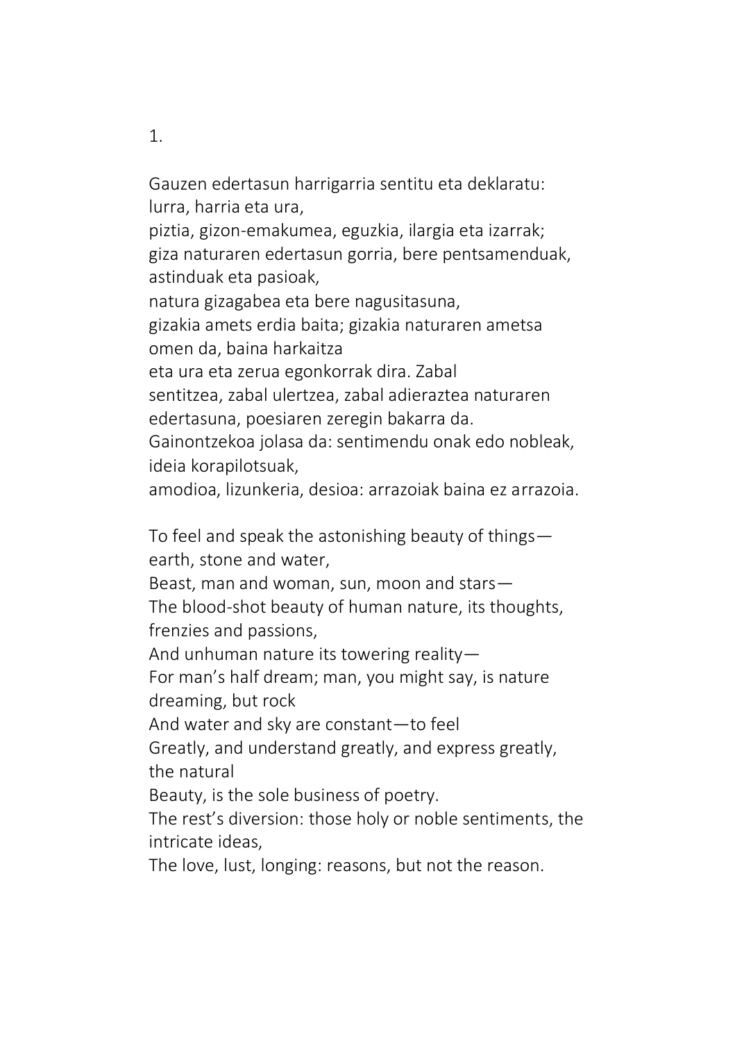1.

Gauzen edertasun harrigarria sentitu eta deklaratu:
lurra, harria eta ura,
piztia, gizon-emakumea, eguzkia, ilargia eta izarrak;
giza naturaren edertasun gorria, bere pentsamenduak, astinduak eta pasioak,
natura gizagabea eta bere nagusitasuna,
gizakia amets erdia baita; gizakia naturaren ametsa omen da, baina harkaitza
eta ura eta zerua egonkorrak dira. Zabal
sentitzea, zabal ulertzea, zabal adieraztea naturaren edertasuna, poesiaren zeregin bakarra da.
Gainontzekoa jolasa da: sentimendu onak edo nobleak, ideia korapilotsuak,
amodioa, lizunkeria, desioa: arrazoiak baina ez arrazoia.

To feel and speak the astonishing beauty of things—earth, stone and water,
Beast, man and woman, sun, moon and stars—
The blood-shot beauty of human nature, its thoughts, frenzies and passions,
And unhuman nature its towering reality—
For man's half dream; man, you might say, is nature dreaming, but rock
And water and sky are constant—to feel
Greatly, and understand greatly, and express greatly, the natural
Beauty, is the sole business of poetry.
The rest's diversion: those holy or noble sentiments, the intricate ideas,
The love, lust, longing: reasons, but not the reason.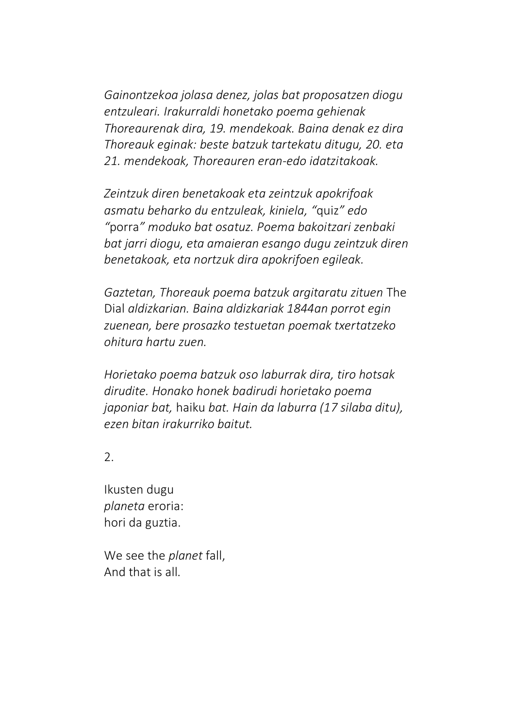*Gainontzekoa jolasa denez, jolas bat proposatzen diogu entzuleari. Irakurraldi honetako poema gehienak Thoreaurenak dira, 19. mendekoak. Baina denak ez dira Thoreauk eginak: beste batzuk tartekatu ditugu, 20. eta 21. mendekoak, Thoreauren eran-edo idatzitakoak.*

*Zeintzuk diren benetakoak eta zeintzuk apokrifoak asmatu beharko du entzuleak, kiniela, "*quiz*" edo "*porra*" moduko bat osatuz. Poema bakoitzari zenbaki bat jarri diogu, eta amaieran esango dugu zeintzuk diren benetakoak, eta nortzuk dira apokrifoen egileak.*

*Gaztetan, Thoreauk poema batzuk argitaratu zituen* The Dial *aldizkarian. Baina aldizkariak 1844an porrot egin zuenean, bere prosazko testuetan poemak txertatzeko ohitura hartu zuen.*

*Horietako poema batzuk oso laburrak dira, tiro hotsak dirudite. Honako honek badirudi horietako poema japoniar bat,* haiku *bat. Hain da laburra (17 silaba ditu), ezen bitan irakurriko baitut.*

2.

Ikusten dugu
*planeta* eroria:
hori da guztia.

We see the *planet* fall,
And that is all.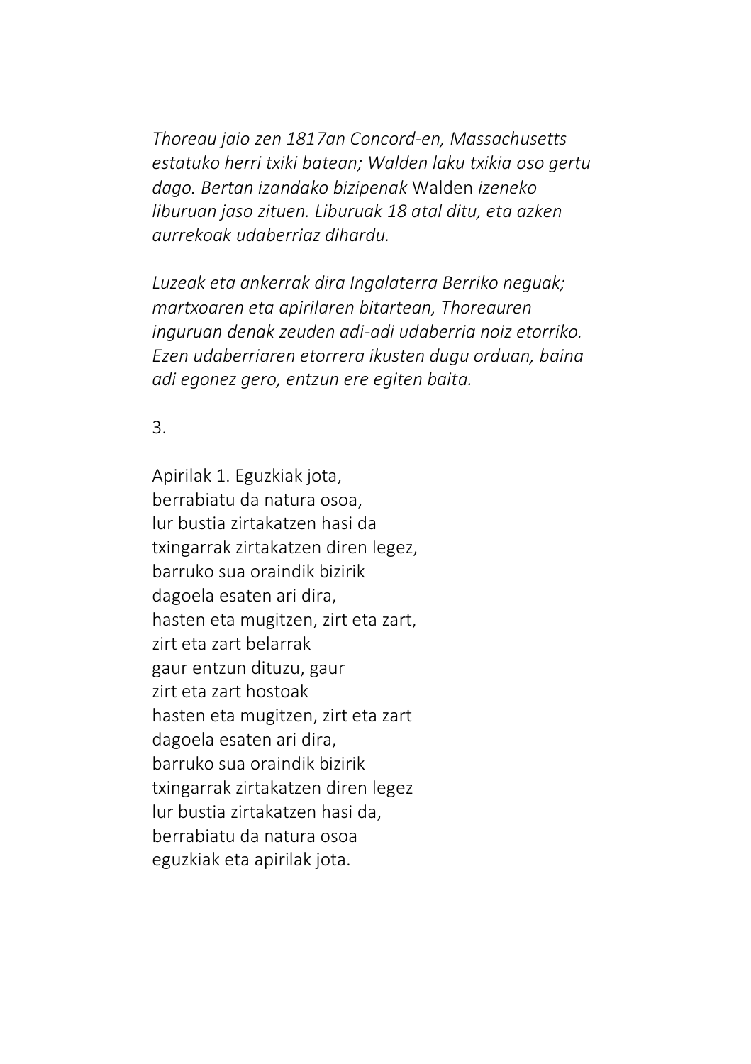*Thoreau jaio zen 1817an Concord-en, Massachusetts estatuko herri txiki batean; Walden laku txikia oso gertu dago. Bertan izandako bizipenak* Walden *izeneko liburuan jaso zituen. Liburuak 18 atal ditu, eta azken aurrekoak udaberriaz dihardu.*

*Luzeak eta ankerrak dira Ingalaterra Berriko neguak; martxoaren eta apirilaren bitartean, Thoreauren inguruan denak zeuden adi-adi udaberria noiz etorriko. Ezen udaberriaren etorrera ikusten dugu orduan, baina adi egonez gero, entzun ere egiten baita.*

3.

Apirilak 1. Eguzkiak jota,  
berrabiatu da natura osoa,  
lur bustia zirtakatzen hasi da  
txingarrak zirtakatzen diren legez,  
barruko sua oraindik bizirik  
dagoela esaten ari dira,  
hasten eta mugitzen, zirt eta zart,  
zirt eta zart belarrak  
gaur entzun dituzu, gaur  
zirt eta zart hostoak  
hasten eta mugitzen, zirt eta zart  
dagoela esaten ari dira,  
barruko sua oraindik bizirik  
txingarrak zirtakatzen diren legez  
lur bustia zirtakatzen hasi da,  
berrabiatu da natura osoa  
eguzkiak eta apirilak jota.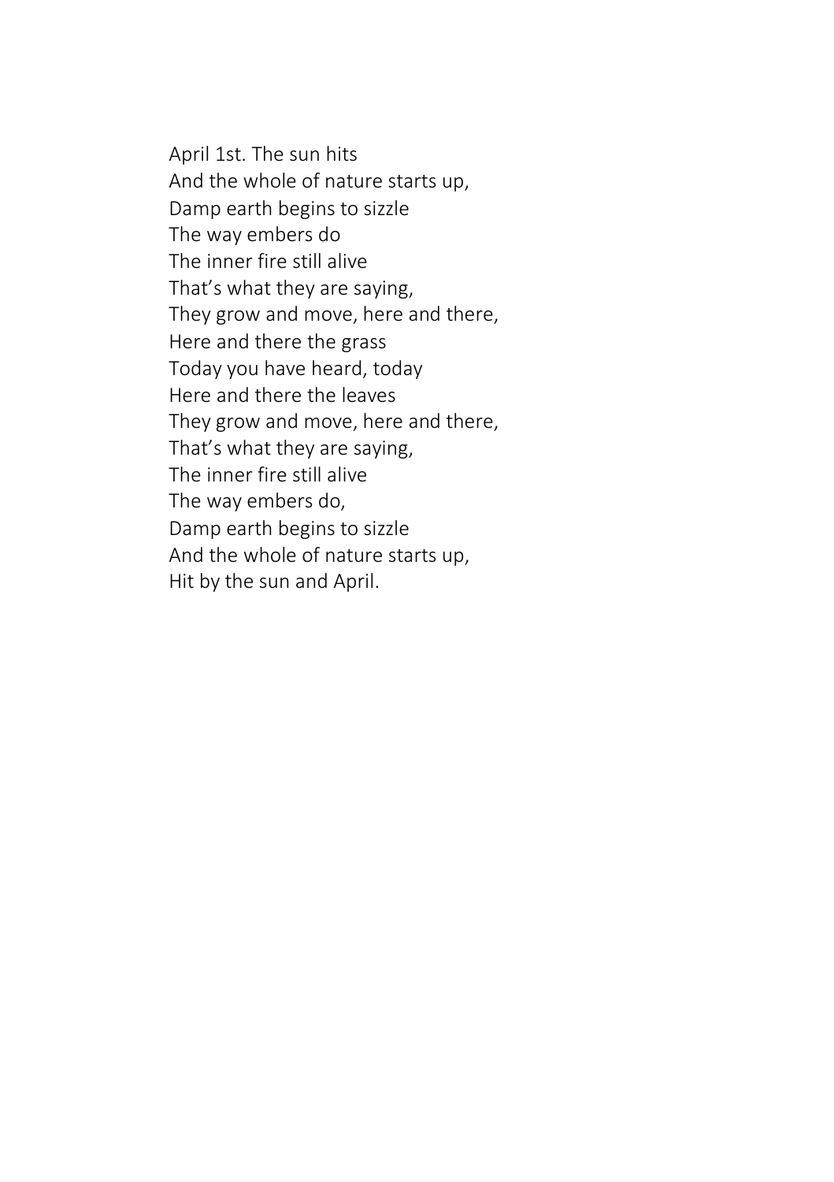April 1st. The sun hits  
And the whole of nature starts up,  
Damp earth begins to sizzle  
The way embers do  
The inner fire still alive  
That's what they are saying,  
They grow and move, here and there,  
Here and there the grass  
Today you have heard, today  
Here and there the leaves  
They grow and move, here and there,  
That's what they are saying,  
The inner fire still alive  
The way embers do,  
Damp earth begins to sizzle  
And the whole of nature starts up,  
Hit by the sun and April.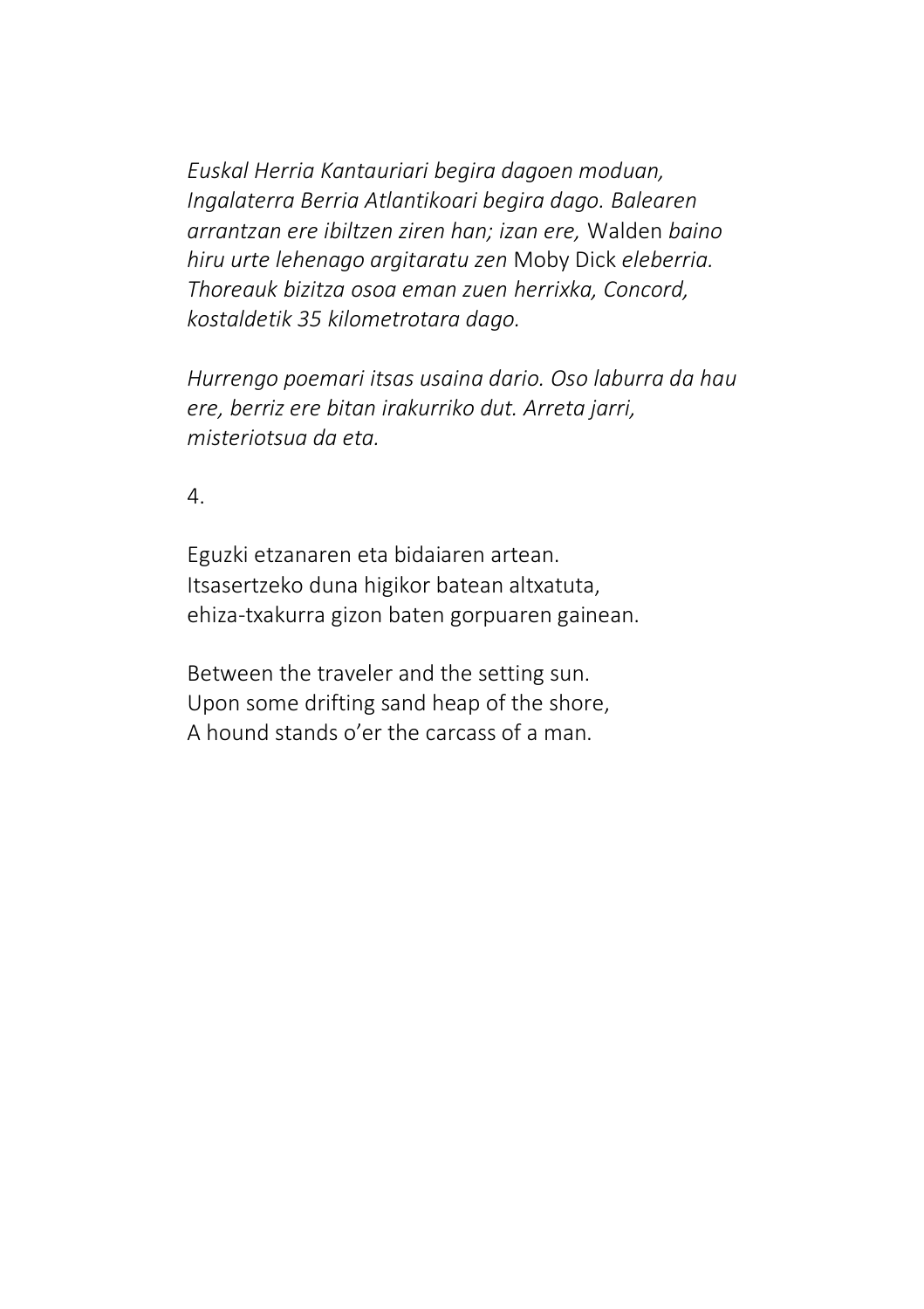*Euskal Herria Kantauriari begira dagoen moduan, Ingalaterra Berria Atlantikoari begira dago. Balearen arrantzan ere ibiltzen ziren han; izan ere,* Walden *baino hiru urte lehenago argitaratu zen* Moby Dick *eleberria. Thoreauk bizitza osoa eman zuen herrixka, Concord, kostaldetik 35 kilometrotara dago.*

*Hurrengo poemari itsas usaina dario. Oso laburra da hau ere, berriz ere bitan irakurriko dut. Arreta jarri, misteriotsua da eta.*

4.

Eguzki etzanaren eta bidaiaren artean.
Itsasertzeko duna higikor batean altxatuta,
ehiza-txakurra gizon baten gorpuaren gainean.

Between the traveler and the setting sun.
Upon some drifting sand heap of the shore,
A hound stands o'er the carcass of a man.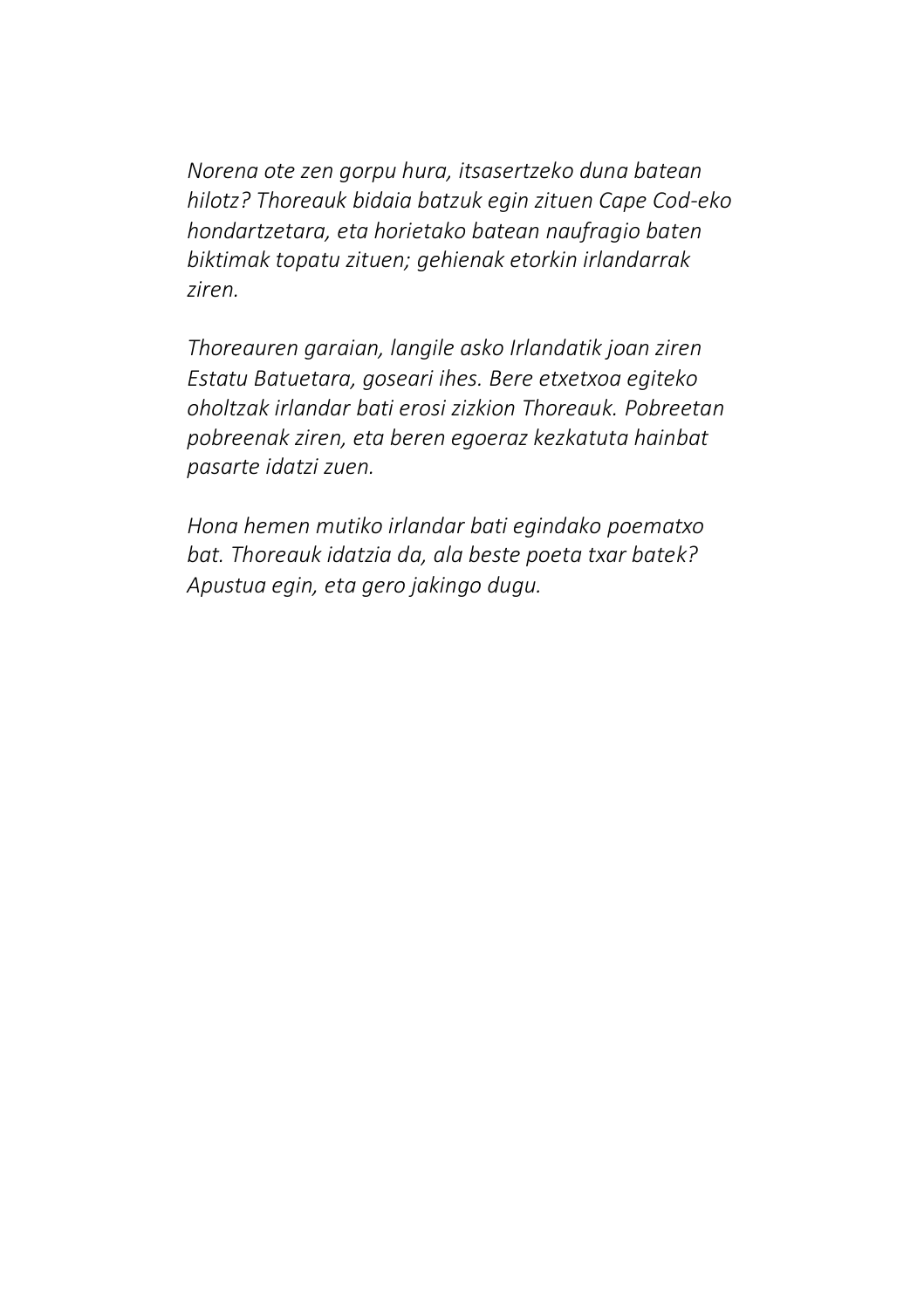*Norena ote zen gorpu hura, itsasertzeko duna batean hilotz? Thoreauk bidaia batzuk egin zituen Cape Cod-eko hondartzetara, eta horietako batean naufragio baten biktimak topatu zituen; gehienak etorkin irlandarrak ziren.*

*Thoreauren garaian, langile asko Irlandatik joan ziren Estatu Batuetara, goseari ihes. Bere etxetxoa egiteko oholtzak irlandar bati erosi zizkion Thoreauk. Pobreetan pobreenak ziren, eta beren egoeraz kezkatuta hainbat pasarte idatzi zuen.*

*Hona hemen mutiko irlandar bati egindako poematxo bat. Thoreauk idatzia da, ala beste poeta txar batek? Apustua egin, eta gero jakingo dugu.*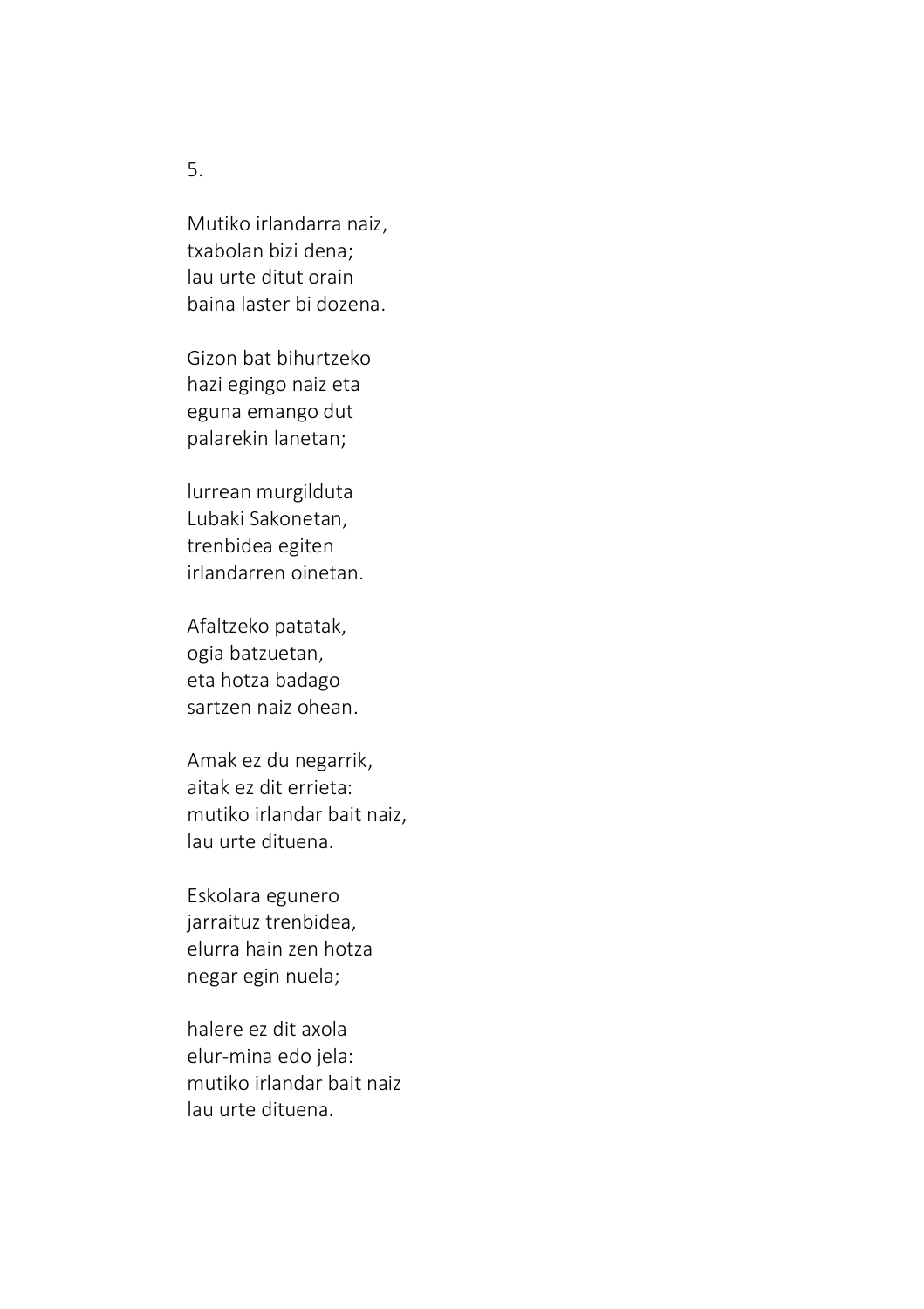5.

Mutiko irlandarra naiz,  
txabolan bizi dena;  
lau urte ditut orain  
baina laster bi dozena.

Gizon bat bihurtzeko  
hazi egingo naiz eta  
eguna emango dut  
palarekin lanetan;

lurrean murgilduta  
Lubaki Sakonetan,  
trenbidea egiten  
irlandarren oinetan.

Afaltzeko patatak,  
ogia batzuetan,  
eta hotza badago  
sartzen naiz ohean.

Amak ez du negarrik,  
aitak ez dit errieta:  
mutiko irlandar bait naiz,  
lau urte dituena.

Eskolara egunero  
jarraituz trenbidea,  
elurra hain zen hotza  
negar egin nuela;

halere ez dit axola  
elur-mina edo jela:  
mutiko irlandar bait naiz  
lau urte dituena.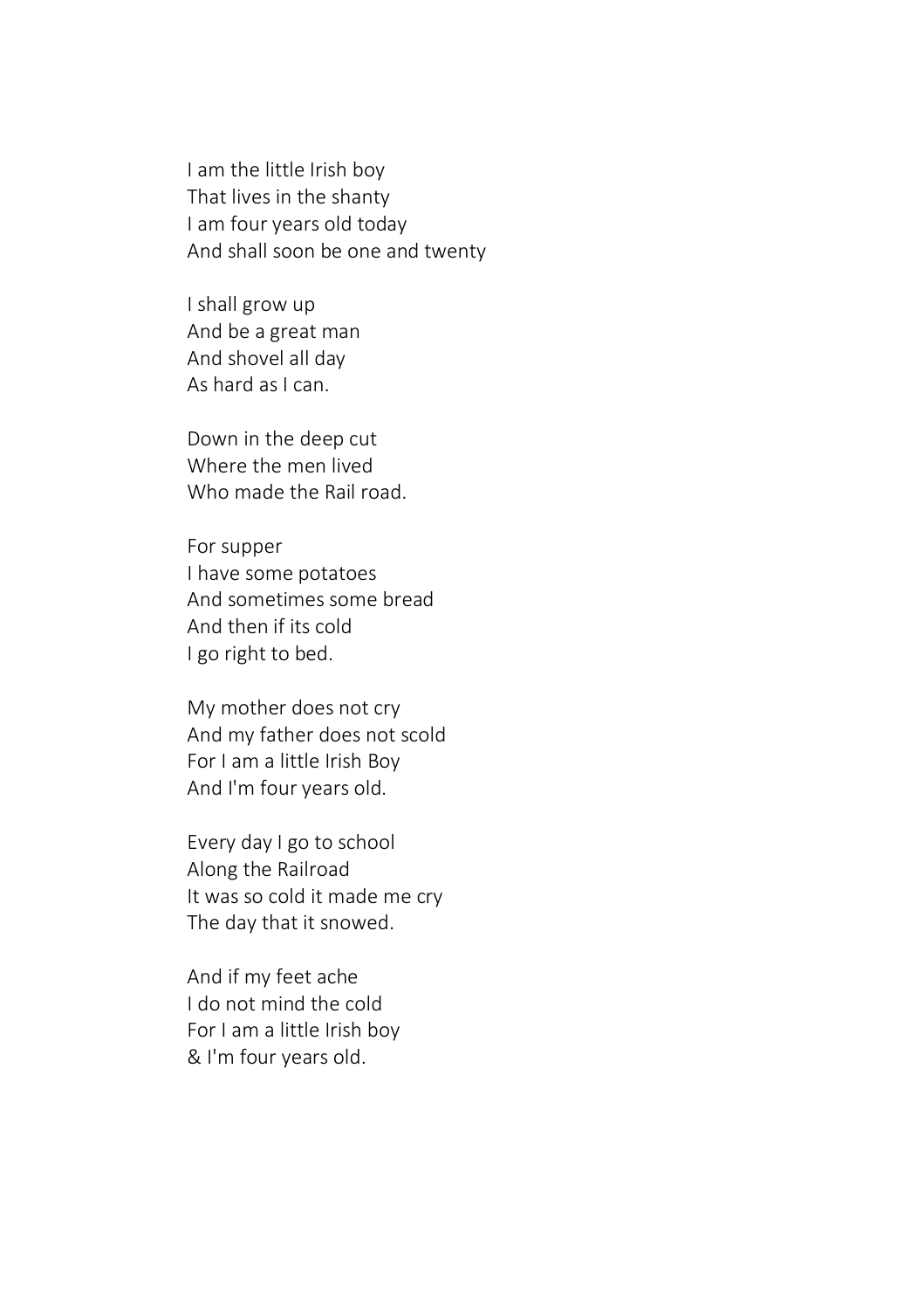I am the little Irish boy  
That lives in the shanty  
I am four years old today  
And shall soon be one and twenty

I shall grow up  
And be a great man  
And shovel all day  
As hard as I can.

Down in the deep cut  
Where the men lived  
Who made the Rail road.

For supper  
I have some potatoes  
And sometimes some bread  
And then if its cold  
I go right to bed.

My mother does not cry  
And my father does not scold  
For I am a little Irish Boy  
And I'm four years old.

Every day I go to school  
Along the Railroad  
It was so cold it made me cry  
The day that it snowed.

And if my feet ache  
I do not mind the cold  
For I am a little Irish boy  
& I'm four years old.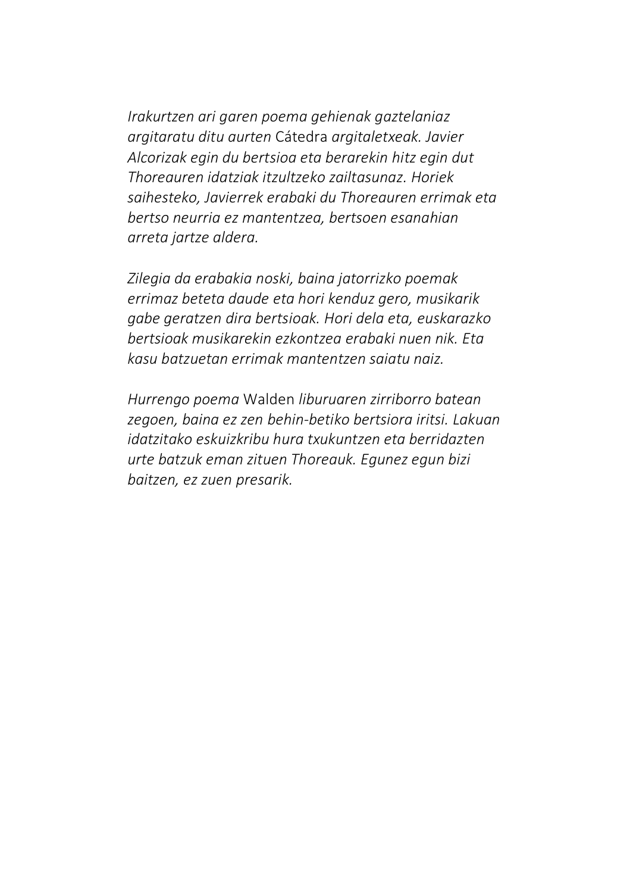*Irakurtzen ari garen poema gehienak gaztelaniaz argitaratu ditu aurten* Cátedra *argitaletxeak. Javier Alcorizak egin du bertsioa eta berarekin hitz egin dut Thoreauren idatziak itzultzeko zailtasunaz. Horiek saihesteko, Javierrek erabaki du Thoreauren errimak eta bertso neurria ez mantentzea, bertsoen esanahian arreta jartze aldera.*

*Zilegia da erabakia noski, baina jatorrizko poemak errimaz beteta daude eta hori kenduz gero, musikarik gabe geratzen dira bertsioak. Hori dela eta, euskarazko bertsioak musikarekin ezkontzea erabaki nuen nik. Eta kasu batzuetan errimak mantentzen saiatu naiz.*

*Hurrengo poema* Walden *liburuaren zirriborro batean zegoen, baina ez zen behin-betiko bertsiora iritsi. Lakuan idatzitako eskuizkribu hura txukuntzen eta berridazten urte batzuk eman zituen Thoreauk. Egunez egun bizi baitzen, ez zuen presarik.*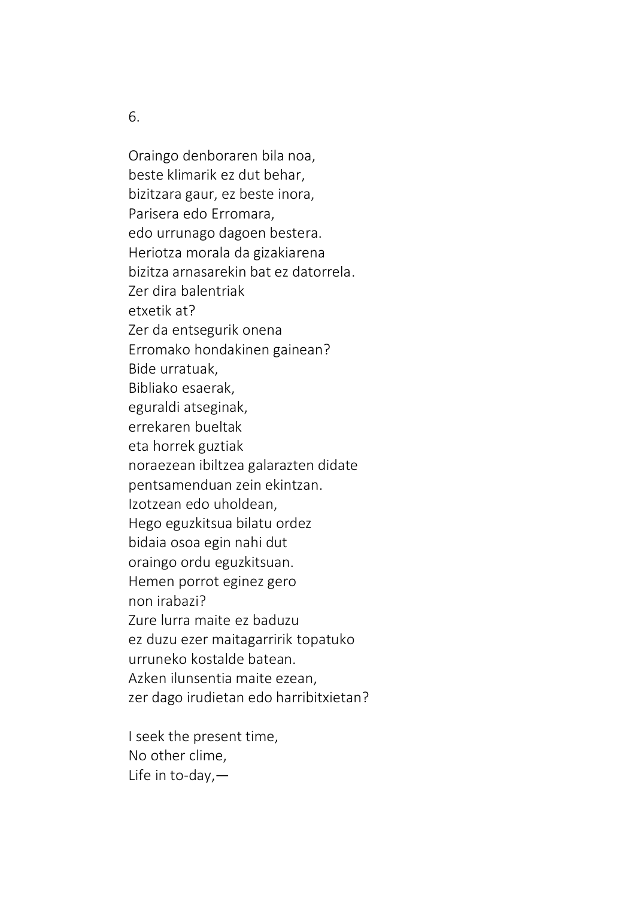6.

Oraingo denboraren bila noa,  
beste klimarik ez dut behar,  
bizitzara gaur, ez beste inora,  
Parisera edo Erromara,  
edo urrunago dagoen bestera.  
Heriotza morala da gizakiarena  
bizitza arnasarekin bat ez datorrela.  
Zer dira balentriak  
etxetik at?  
Zer da entsegurik onena  
Erromako hondakinen gainean?  
Bide urratuak,  
Bibliako esaerak,  
eguraldi atseginak,  
errekaren bueltak  
eta horrek guztiak  
noraezean ibiltzea galarazten didate  
pentsamenduan zein ekintzan.  
Izotzean edo uholdean,  
Hego eguzkitsua bilatu ordez  
bidaia osoa egin nahi dut  
oraingo ordu eguzkitsuan.  
Hemen porrot eginez gero  
non irabazi?  
Zure lurra maite ez baduzu  
ez duzu ezer maitagarririk topatuko  
urruneko kostalde batean.  
Azken ilunsentia maite ezean,  
zer dago irudietan edo harribitxietan?

I seek the present time,  
No other clime,  
Life in to-day,—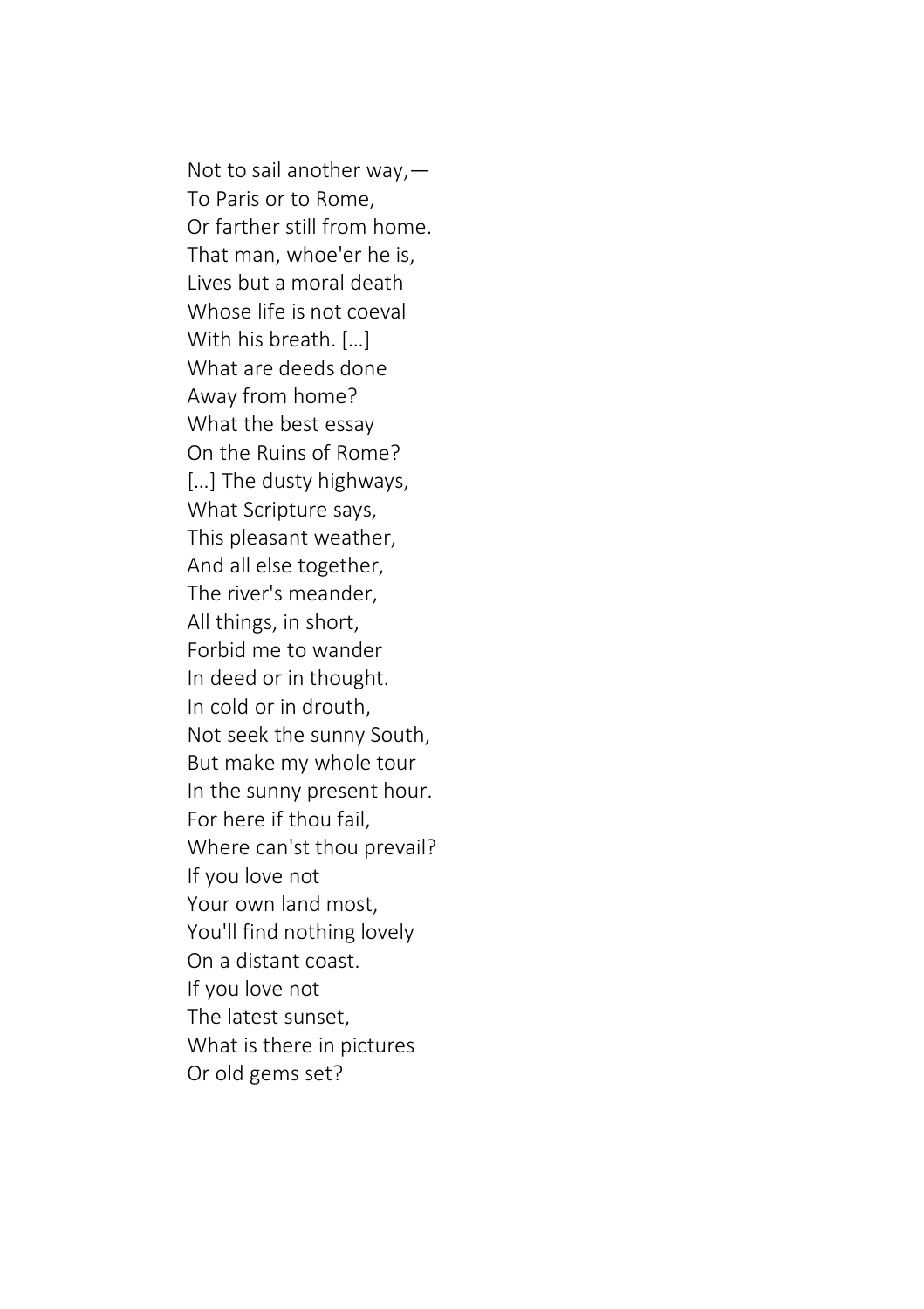Not to sail another way,—
To Paris or to Rome,
Or farther still from home.
That man, whoe'er he is,
Lives but a moral death
Whose life is not coeval
With his breath. […]
What are deeds done
Away from home?
What the best essay
On the Ruins of Rome?
[…] The dusty highways,
What Scripture says,
This pleasant weather,
And all else together,
The river's meander,
All things, in short,
Forbid me to wander
In deed or in thought.
In cold or in drouth,
Not seek the sunny South,
But make my whole tour
In the sunny present hour.
For here if thou fail,
Where can'st thou prevail?
If you love not
Your own land most,
You'll find nothing lovely
On a distant coast.
If you love not
The latest sunset,
What is there in pictures
Or old gems set?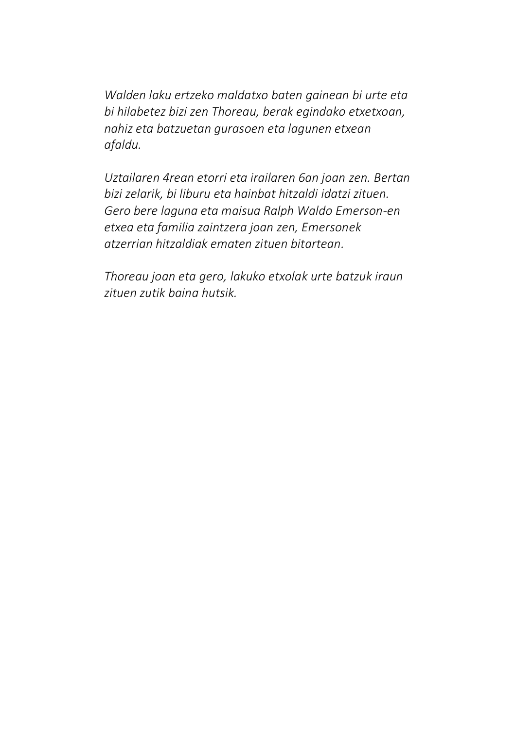*Walden laku ertzeko maldatxo baten gainean bi urte eta bi hilabetez bizi zen Thoreau, berak egindako etxetxoan, nahiz eta batzuetan gurasoen eta lagunen etxean afaldu.*

*Uztailaren 4rean etorri eta irailaren 6an joan zen. Bertan bizi zelarik, bi liburu eta hainbat hitzaldi idatzi zituen. Gero bere laguna eta maisua Ralph Waldo Emerson-en etxea eta familia zaintzera joan zen, Emersonek atzerrian hitzaldiak ematen zituen bitartean.*

*Thoreau joan eta gero, lakuko etxolak urte batzuk iraun zituen zutik baina hutsik.*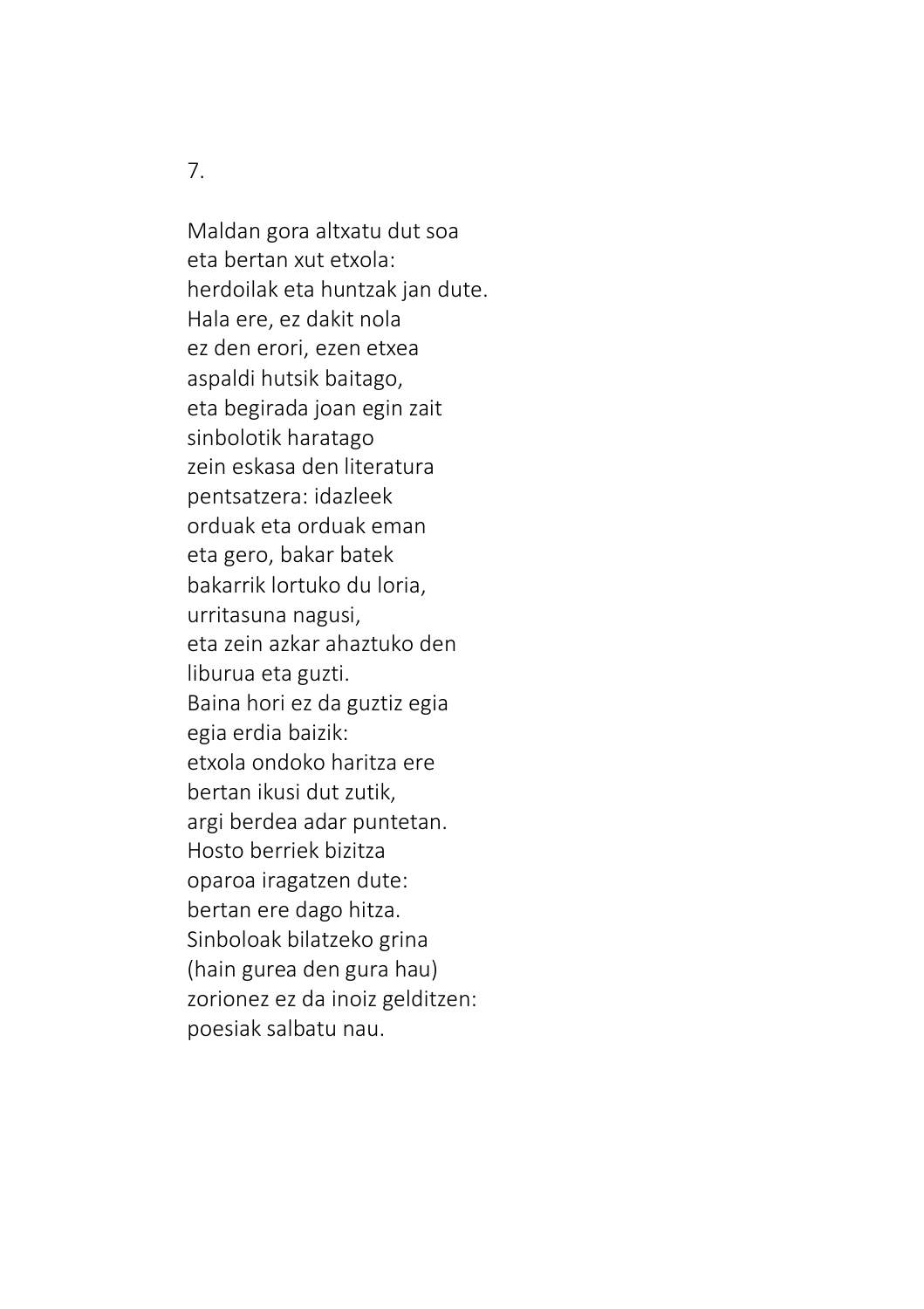7.

Maldan gora altxatu dut soa  
eta bertan xut etxola:  
herdoilak eta huntzak jan dute.  
Hala ere, ez dakit nola  
ez den erori, ezen etxea  
aspaldi hutsik baitago,  
eta begirada joan egin zait  
sinbolotik haratago  
zein eskasa den literatura  
pentsatzera: idazleek  
orduak eta orduak eman  
eta gero, bakar batek  
bakarrik lortuko du loria,  
urritasuna nagusi,  
eta zein azkar ahaztuko den  
liburua eta guzti.  
Baina hori ez da guztiz egia  
egia erdia baizik:  
etxola ondoko haritza ere  
bertan ikusi dut zutik,  
argi berdea adar puntetan.  
Hosto berriek bizitza  
oparoa iragatzen dute:  
bertan ere dago hitza.  
Sinboloak bilatzeko grina  
(hain gurea den gura hau)  
zorionez ez da inoiz gelditzen:  
poesiak salbatu nau.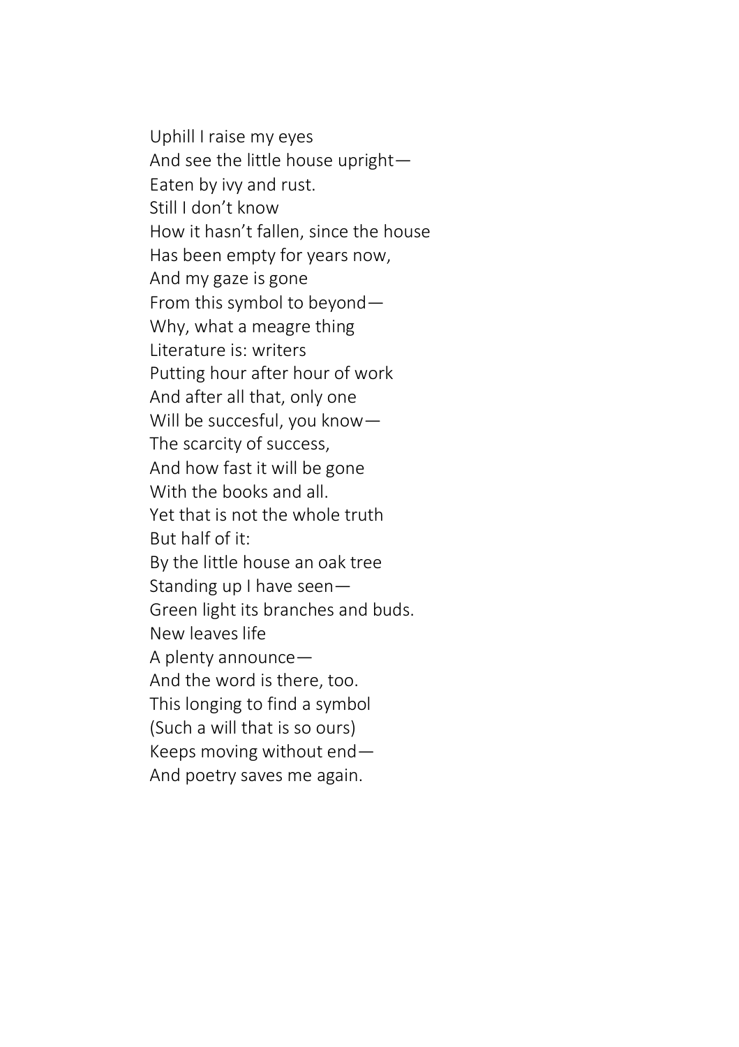Uphill I raise my eyes  
And see the little house upright—  
Eaten by ivy and rust.  
Still I don't know  
How it hasn't fallen, since the house  
Has been empty for years now,  
And my gaze is gone  
From this symbol to beyond—  
Why, what a meagre thing  
Literature is: writers  
Putting hour after hour of work  
And after all that, only one  
Will be succesful, you know—  
The scarcity of success,  
And how fast it will be gone  
With the books and all.  
Yet that is not the whole truth  
But half of it:  
By the little house an oak tree  
Standing up I have seen—  
Green light its branches and buds.  
New leaves life  
A plenty announce—  
And the word is there, too.  
This longing to find a symbol  
(Such a will that is so ours)  
Keeps moving without end—  
And poetry saves me again.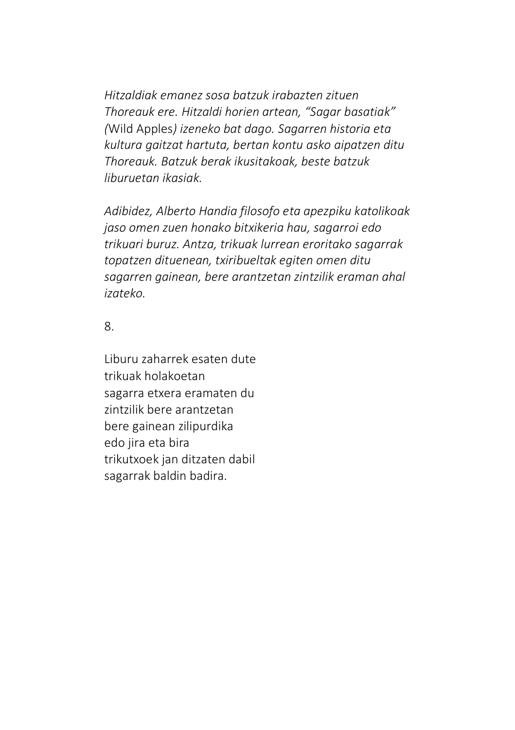*Hitzaldiak emanez sosa batzuk irabazten zituen Thoreauk ere. Hitzaldi horien artean, "Sagar basatiak" (*Wild Apples*) izeneko bat dago. Sagarren historia eta kultura gaitzat hartuta, bertan kontu asko aipatzen ditu Thoreauk. Batzuk berak ikusitakoak, beste batzuk liburuetan ikasiak.*

*Adibidez, Alberto Handia filosofo eta apezpiku katolikoak jaso omen zuen honako bitxikeria hau, sagarroi edo trikuari buruz. Antza, trikuak lurrean eroritako sagarrak topatzen dituenean, txiribueltak egiten omen ditu sagarren gainean, bere arantzetan zintzilik eraman ahal izateko.*

8.

Liburu zaharrek esaten dute
trikuak holakoetan
sagarra etxera eramaten du
zintzilik bere arantzetan
bere gainean zilipurdika
edo jira eta bira
trikutxoek jan ditzaten dabil
sagarrak baldin badira.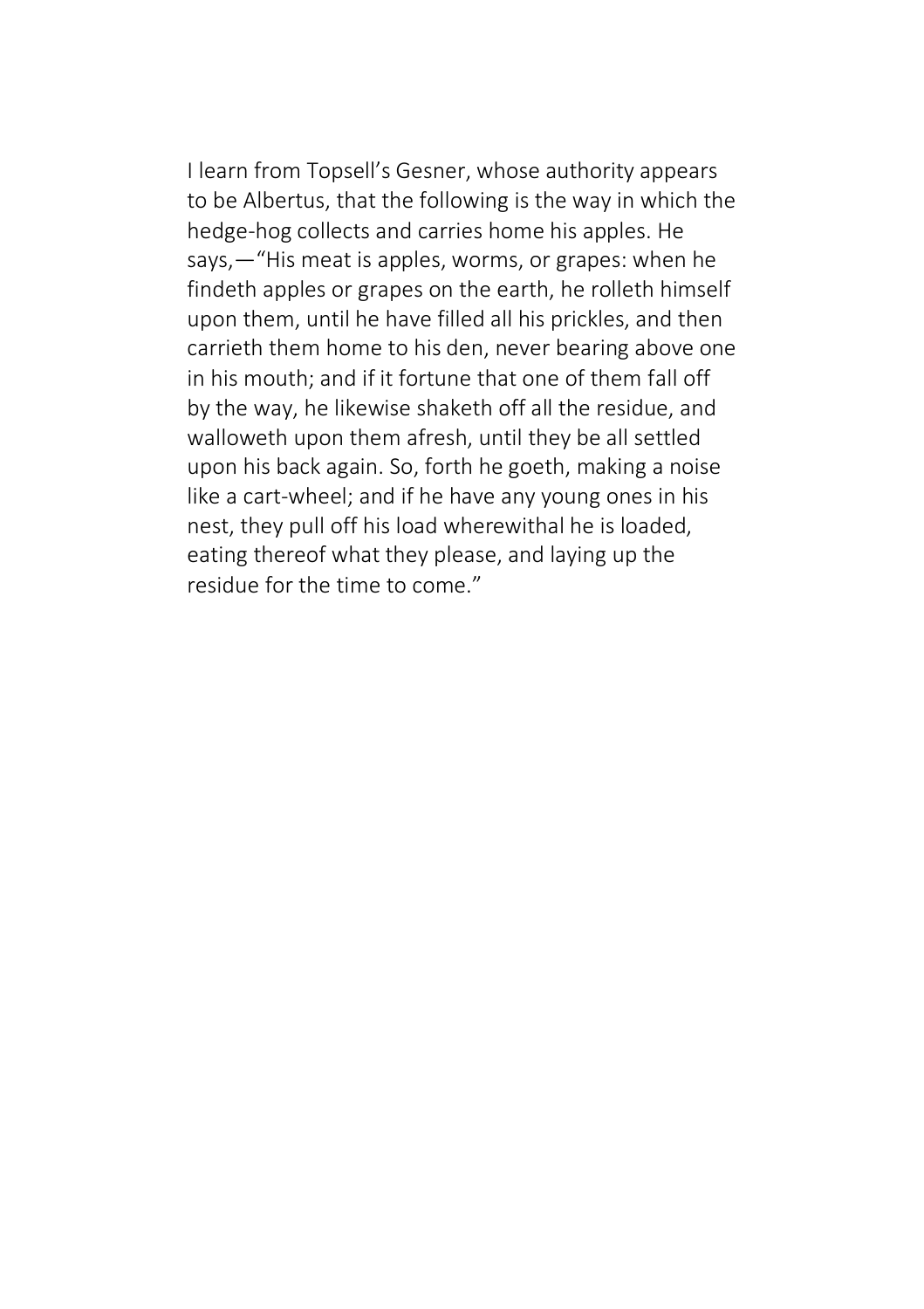I learn from Topsell's Gesner, whose authority appears to be Albertus, that the following is the way in which the hedge-hog collects and carries home his apples. He says,—"His meat is apples, worms, or grapes: when he findeth apples or grapes on the earth, he rolleth himself upon them, until he have filled all his prickles, and then carrieth them home to his den, never bearing above one in his mouth; and if it fortune that one of them fall off by the way, he likewise shaketh off all the residue, and walloweth upon them afresh, until they be all settled upon his back again. So, forth he goeth, making a noise like a cart-wheel; and if he have any young ones in his nest, they pull off his load wherewithal he is loaded, eating thereof what they please, and laying up the residue for the time to come."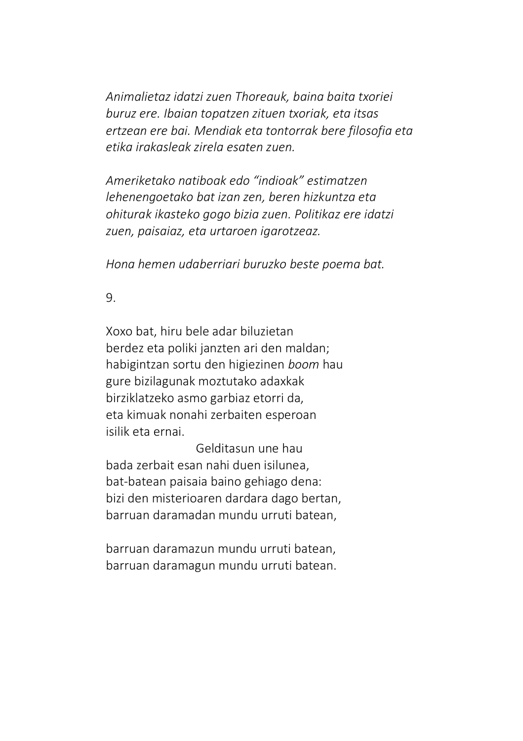*Animalietaz idatzi zuen Thoreauk, baina baita txoriei buruz ere. Ibaian topatzen zituen txoriak, eta itsas ertzean ere bai. Mendiak eta tontorrak bere filosofia eta etika irakasleak zirela esaten zuen.*

*Ameriketako natiboak edo "indioak" estimatzen lehenengoetako bat izan zen, beren hizkuntza eta ohiturak ikasteko gogo bizia zuen. Politikaz ere idatzi zuen, paisaiaz, eta urtaroen igarotzeaz.*

*Hona hemen udaberriari buruzko beste poema bat.*

9.

Xoxo bat, hiru bele adar biluzietan  
berdez eta poliki janzten ari den maldan;  
habigintzan sortu den higiezinen *boom* hau  
gure bizilagunak moztutako adaxkak  
birziklatzeko asmo garbiaz etorri da,  
eta kimuak nonahi zerbaiten esperoan  
isilik eta ernai.  
                              Gelditasun une hau  
bada zerbait esan nahi duen isilunea,  
bat-batean paisaia baino gehiago dena:  
bizi den misterioaren dardara dago bertan,  
barruan daramadan mundu urruti batean,

barruan daramazun mundu urruti batean,  
barruan daramagun mundu urruti batean.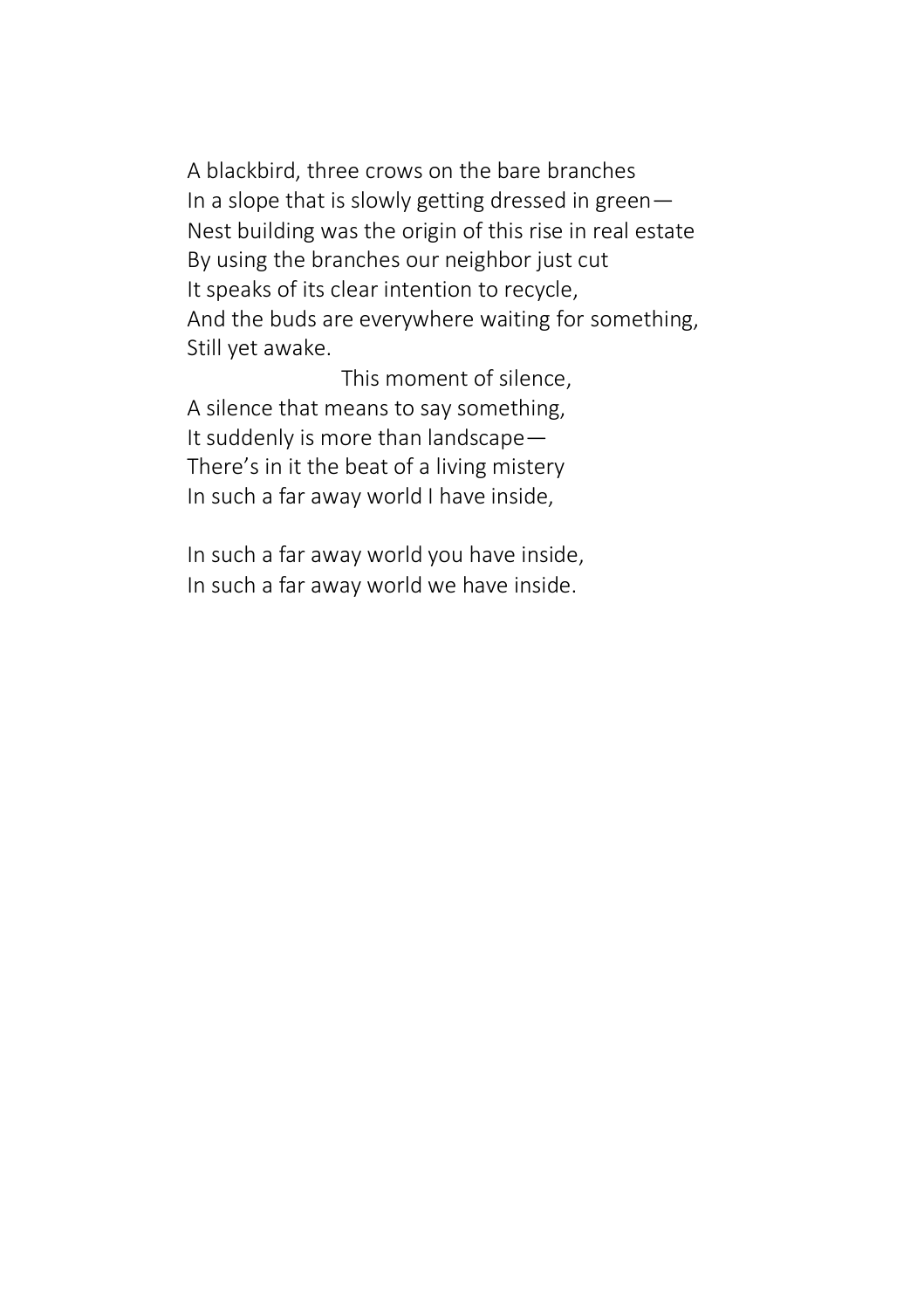A blackbird, three crows on the bare branches
In a slope that is slowly getting dressed in green—
Nest building was the origin of this rise in real estate
By using the branches our neighbor just cut
It speaks of its clear intention to recycle,
And the buds are everywhere waiting for something,
Still yet awake.
                        This moment of silence,
A silence that means to say something,
It suddenly is more than landscape—
There's in it the beat of a living mistery
In such a far away world I have inside,

In such a far away world you have inside,
In such a far away world we have inside.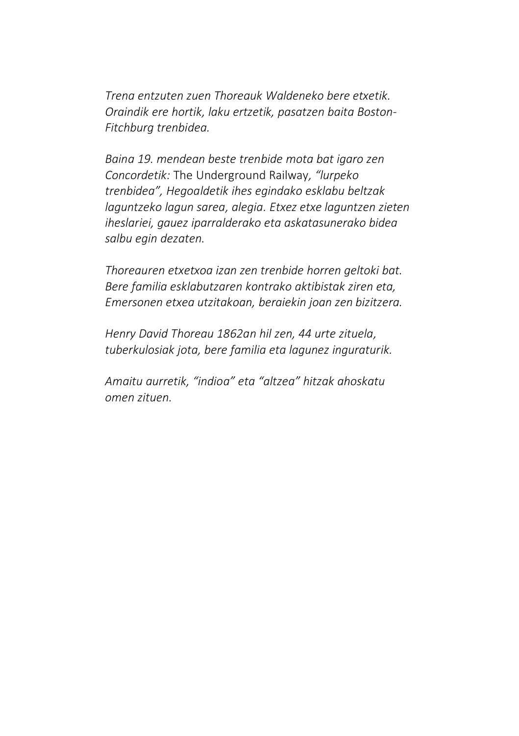*Trena entzuten zuen Thoreauk Waldeneko bere etxetik. Oraindik ere hortik, laku ertzetik, pasatzen baita Boston-Fitchburg trenbidea.*

*Baina 19. mendean beste trenbide mota bat igaro zen Concordetik:* The Underground Railway*, "lurpeko trenbidea", Hegoaldetik ihes egindako esklabu beltzak laguntzeko lagun sarea, alegia. Etxez etxe laguntzen zieten iheslariei, gauez iparralderako eta askatasunerako bidea salbu egin dezaten.*

*Thoreauren etxetxoa izan zen trenbide horren geltoki bat. Bere familia esklabutzaren kontrako aktibistak ziren eta, Emersonen etxea utzitakoan, beraiekin joan zen bizitzera.*

*Henry David Thoreau 1862an hil zen, 44 urte zituela, tuberkulosiak jota, bere familia eta lagunez inguraturik.*

*Amaitu aurretik, "indioa" eta "altzea" hitzak ahoskatu omen zituen.*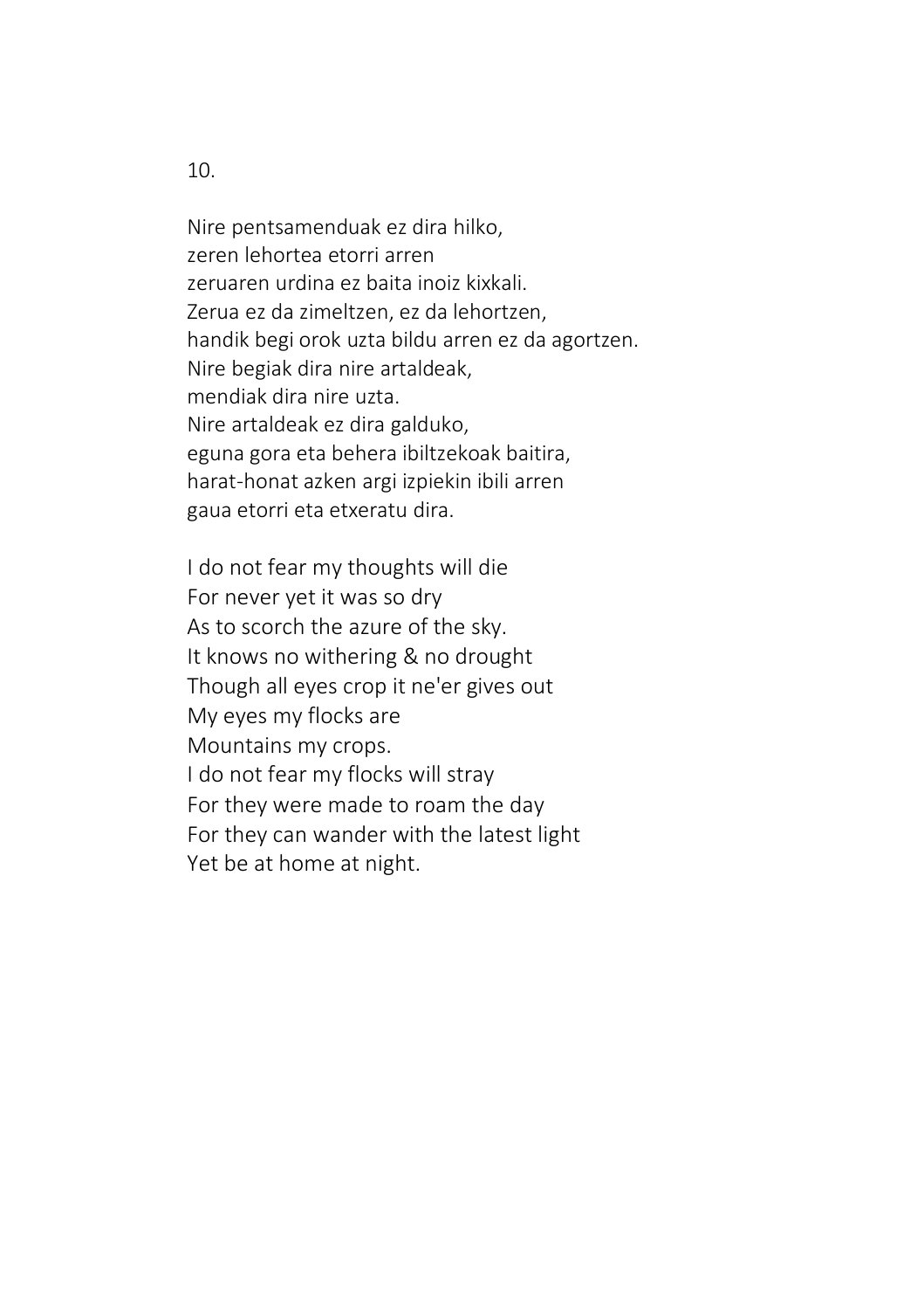10.

Nire pentsamenduak ez dira hilko,
zeren lehortea etorri arren
zeruaren urdina ez baita inoiz kixkali.
Zerua ez da zimeltzen, ez da lehortzen,
handik begi orok uzta bildu arren ez da agortzen.
Nire begiak dira nire artaldeak,
mendiak dira nire uzta.
Nire artaldeak ez dira galduko,
eguna gora eta behera ibiltzekoak baitira,
harat-honat azken argi izpiekin ibili arren
gaua etorri eta etxeratu dira.

I do not fear my thoughts will die
For never yet it was so dry
As to scorch the azure of the sky.
It knows no withering & no drought
Though all eyes crop it ne'er gives out
My eyes my flocks are
Mountains my crops.
I do not fear my flocks will stray
For they were made to roam the day
For they can wander with the latest light
Yet be at home at night.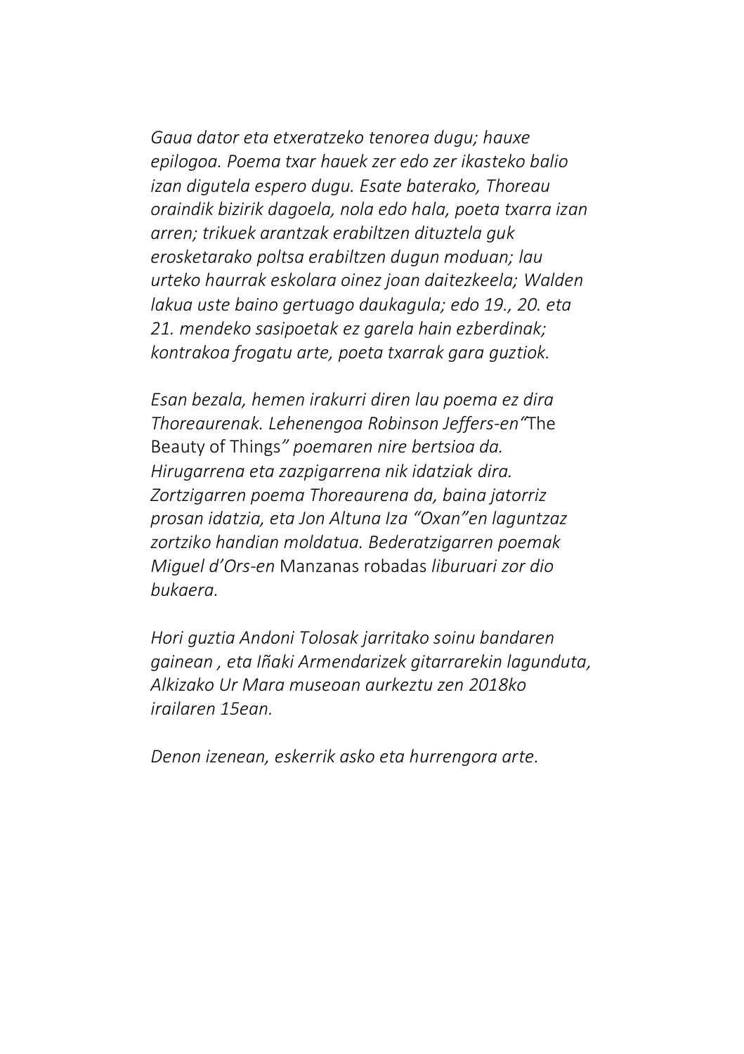*Gaua dator eta etxeratzeko tenorea dugu; hauxe epilogoa. Poema txar hauek zer edo zer ikasteko balio izan digutela espero dugu. Esate baterako, Thoreau oraindik bizirik dagoela, nola edo hala, poeta txarra izan arren; trikuek arantzak erabiltzen dituztela guk erosketarako poltsa erabiltzen dugun moduan; lau urteko haurrak eskolara oinez joan daitezkeela; Walden lakua uste baino gertuago daukagula; edo 19., 20. eta 21. mendeko sasipoetak ez garela hain ezberdinak; kontrakoa frogatu arte, poeta txarrak gara guztiok.*

*Esan bezala, hemen irakurri diren lau poema ez dira Thoreaurenak. Lehenengoa Robinson Jeffers-en"*The Beauty of Things*" poemaren nire bertsioa da. Hirugarrena eta zazpigarrena nik idatziak dira. Zortzigarren poema Thoreaurena da, baina jatorriz prosan idatzia, eta Jon Altuna Iza "Oxan"en laguntzaz zortziko handian moldatua. Bederatzigarren poemak Miguel d'Ors-en* Manzanas robadas *liburuari zor dio bukaera.*

*Hori guztia Andoni Tolosak jarritako soinu bandaren gainean , eta Iñaki Armendarizek gitarrarekin lagunduta, Alkizako Ur Mara museoan aurkeztu zen 2018ko irailaren 15ean.*

*Denon izenean, eskerrik asko eta hurrengora arte.*